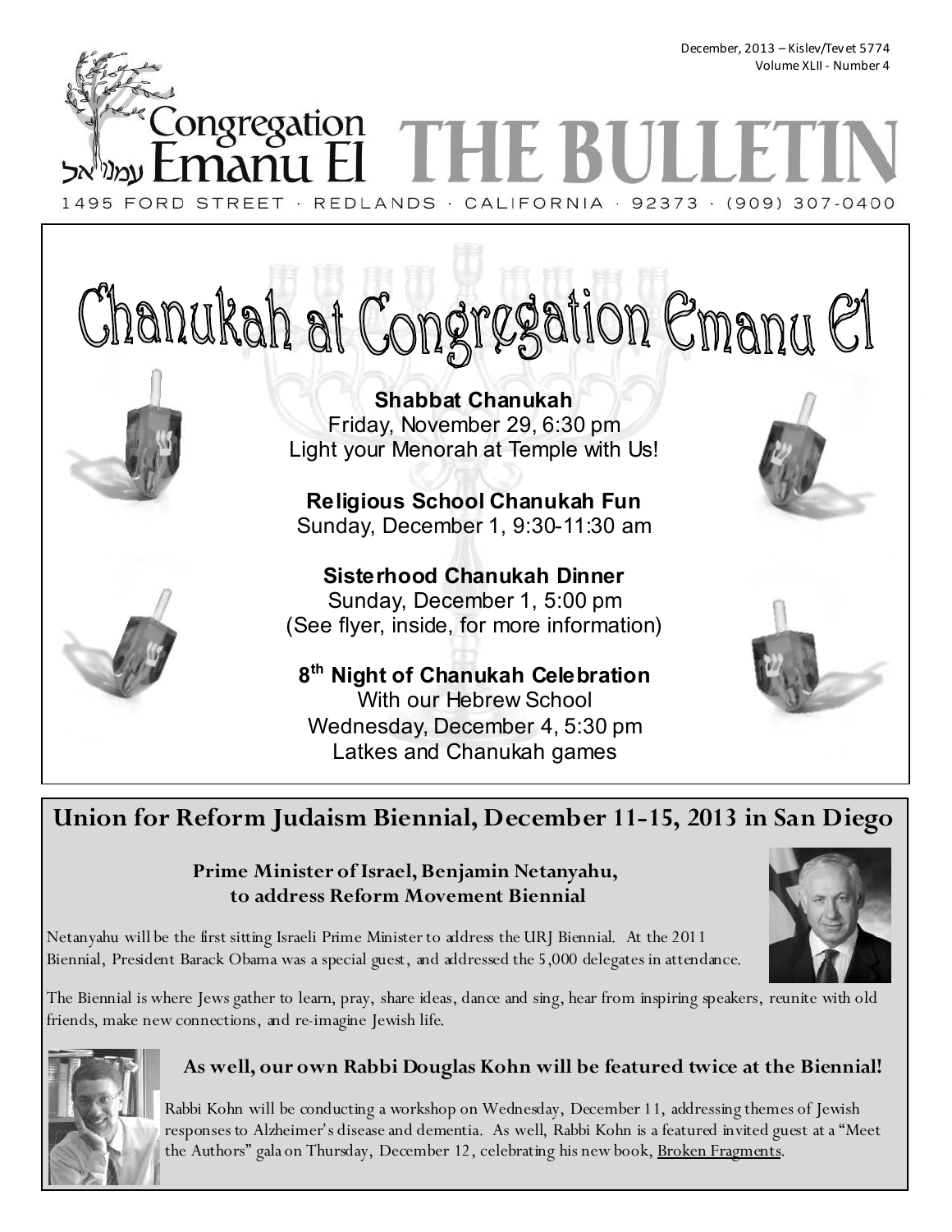December, 2013 – Kislev/Tevet 5774
Volume XLII - Number 4

# Congregation Emanu El עמנו אל THE BULLETIN

1495 FORD STREET · REDLANDS · CALIFORNIA · 92373 · (909) 307-0400

## Chanukah at Congregation Emanu El

**Shabbat Chanukah**
Friday, November 29, 6:30 pm
Light your Menorah at Temple with Us!

**Religious School Chanukah Fun**
Sunday, December 1, 9:30-11:30 am

**Sisterhood Chanukah Dinner**
Sunday, December 1, 5:00 pm
(See flyer, inside, for more information)

**8th Night of Chanukah Celebration**
With our Hebrew School
Wednesday, December 4, 5:30 pm
Latkes and Chanukah games

## Union for Reform Judaism Biennial, December 11-15, 2013 in San Diego

**Prime Minister of Israel, Benjamin Netanyahu, to address Reform Movement Biennial**

Netanyahu will be the first sitting Israeli Prime Minister to address the URJ Biennial. At the 2011 Biennial, President Barack Obama was a special guest, and addressed the 5,000 delegates in attendance.

The Biennial is where Jews gather to learn, pray, share ideas, dance and sing, hear from inspiring speakers, reunite with old friends, make new connections, and re-imagine Jewish life.

**As well, our own Rabbi Douglas Kohn will be featured twice at the Biennial!**

Rabbi Kohn will be conducting a workshop on Wednesday, December 11, addressing themes of Jewish responses to Alzheimer's disease and dementia. As well, Rabbi Kohn is a featured invited guest at a "Meet the Authors" gala on Thursday, December 12, celebrating his new book, Broken Fragments.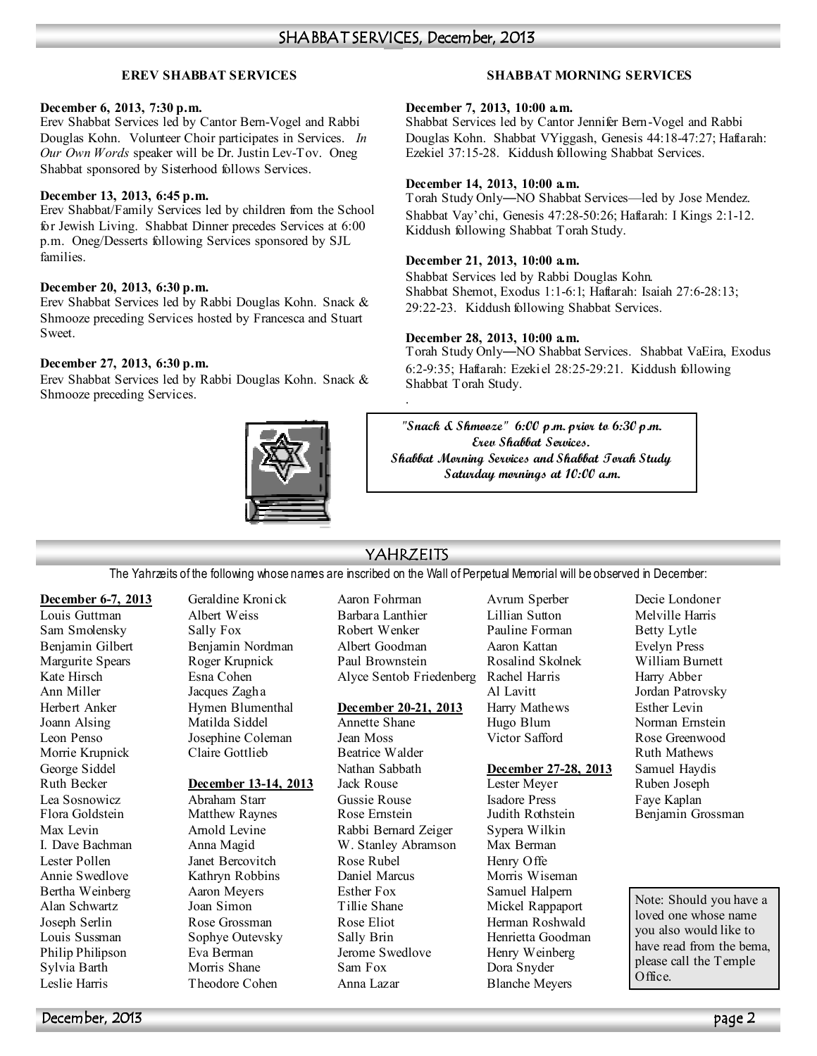# SHABBAT SERVICES, December, 2013

## EREV SHABBAT SERVICES

**December 6, 2013, 7:30 p.m.**
Erev Shabbat Services led by Cantor Bern-Vogel and Rabbi Douglas Kohn. Volunteer Choir participates in Services. *In Our Own Words* speaker will be Dr. Justin Lev-Tov. Oneg Shabbat sponsored by Sisterhood follows Services.

**December 13, 2013, 6:45 p.m.**
Erev Shabbat/Family Services led by children from the School for Jewish Living. Shabbat Dinner precedes Services at 6:00 p.m. Oneg/Desserts following Services sponsored by SJL families.

**December 20, 2013, 6:30 p.m.**
Erev Shabbat Services led by Rabbi Douglas Kohn. Snack & Shmooze preceding Services hosted by Francesca and Stuart Sweet.

**December 27, 2013, 6:30 p.m.**
Erev Shabbat Services led by Rabbi Douglas Kohn. Snack & Shmooze preceding Services.

## SHABBAT MORNING SERVICES

**December 7, 2013, 10:00 a.m.**
Shabbat Services led by Cantor Jennifer Bern-Vogel and Rabbi Douglas Kohn. Shabbat VYiggash, Genesis 44:18-47:27; Haftarah: Ezekiel 37:15-28. Kiddush following Shabbat Services.

**December 14, 2013, 10:00 a.m.**
Torah Study Only—NO Shabbat Services—led by Jose Mendez. Shabbat Vay'chi, Genesis 47:28-50:26; Haftarah: I Kings 2:1-12. Kiddush following Shabbat Torah Study.

**December 21, 2013, 10:00 a.m.**
Shabbat Services led by Rabbi Douglas Kohn. Shabbat Shemot, Exodus 1:1-6:1; Haftarah: Isaiah 27:6-28:13; 29:22-23. Kiddush following Shabbat Services.

**December 28, 2013, 10:00 a.m.**
Torah Study Only—NO Shabbat Services. Shabbat VaEira, Exodus 6:2-9:35; Haftarah: Ezekiel 28:25-29:21. Kiddush following Shabbat Torah Study.

*"Snack & Shmooze" 6:00 p.m. prior to 6:30 p.m. Erev Shabbat Services.*
*Shabbat Morning Services and Shabbat Torah Study Saturday mornings at 10:00 a.m.*

# YAHRZEITS

The Yahrzeits of the following whose names are inscribed on the Wall of Perpetual Memorial will be observed in December:

**December 6-7, 2013**
Louis Guttman
Sam Smolensky
Benjamin Gilbert
Margurite Spears
Kate Hirsch
Ann Miller
Herbert Anker
Joann Alsing
Leon Penso
Morrie Krupnick
George Siddel
Ruth Becker
Lea Sosnowicz
Flora Goldstein
Max Levin
I. Dave Bachman
Lester Pollen
Annie Swedlove
Bertha Weinberg
Alan Schwartz
Joseph Serlin
Louis Sussman
Philip Philipson
Sylvia Barth
Leslie Harris
Geraldine Kronick
Albert Weiss
Sally Fox
Benjamin Nordman
Roger Krupnick
Esna Cohen
Jacques Zagha
Hymen Blumenthal
Matilda Siddel
Josephine Coleman
Claire Gottlieb

**December 13-14, 2013**
Abraham Starr
Matthew Raynes
Arnold Levine
Anna Magid
Janet Bercovitch
Kathryn Robbins
Aaron Meyers
Joan Simon
Rose Grossman
Sophye Outevsky
Eva Berman
Morris Shane
Theodore Cohen
Aaron Fohrman
Barbara Lanthier
Robert Wenker
Albert Goodman
Paul Brownstein
Alyce Sentob Friedenberg

**December 20-21, 2013**
Annette Shane
Jean Moss
Beatrice Walder
Nathan Sabbath
Jack Rouse
Gussie Rouse
Rose Ernstein
Rabbi Bernard Zeiger
W. Stanley Abramson
Rose Rubel
Daniel Marcus
Esther Fox
Tillie Shane
Rose Eliot
Sally Brin
Jerome Swedlove
Sam Fox
Anna Lazar
Avrum Sperber
Lillian Sutton
Pauline Forman
Aaron Kattan
Rosalind Skolnek
Rachel Harris
Al Lavitt
Harry Mathews
Hugo Blum
Victor Safford

**December 27-28, 2013**
Lester Meyer
Isadore Press
Judith Rothstein
Sypera Wilkin
Max Berman
Henry Offe
Morris Wiseman
Samuel Halpern
Mickel Rappaport
Herman Roshwald
Henrietta Goodman
Henry Weinberg
Dora Snyder
Blanche Meyers
Decie Londoner
Melville Harris
Betty Lytle
Evelyn Press
William Burnett
Harry Abber
Jordan Patrovsky
Esther Levin
Norman Ernstein
Rose Greenwood
Ruth Mathews
Samuel Haydis
Ruben Joseph
Faye Kaplan
Benjamin Grossman

Note: Should you have a loved one whose name you also would like to have read from the bema, please call the Temple Office.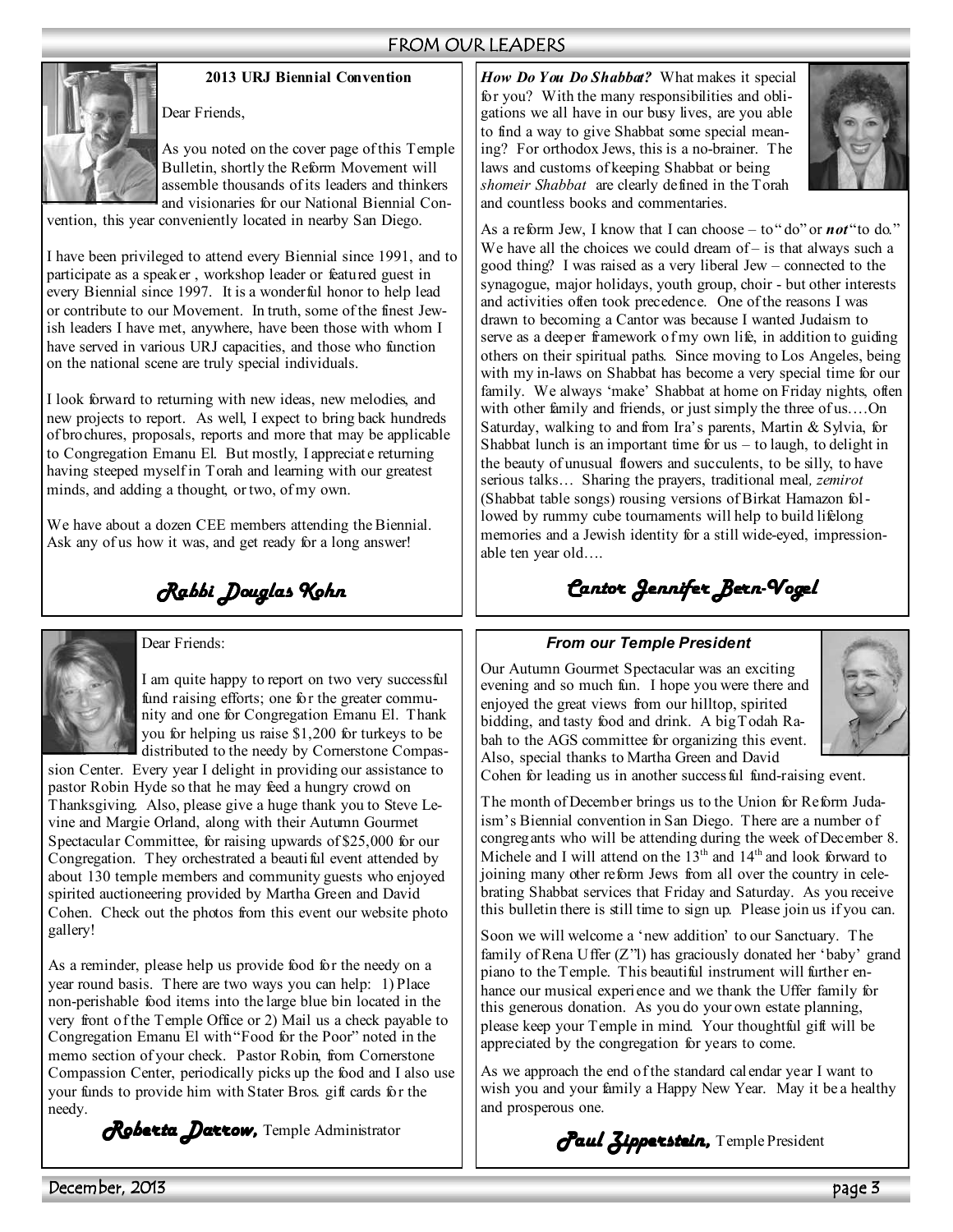# FROM OUR LEADERS

### 2013 URJ Biennial Convention

Dear Friends,

As you noted on the cover page of this Temple Bulletin, shortly the Reform Movement will assemble thousands of its leaders and thinkers and visionaries for our National Biennial Convention, this year conveniently located in nearby San Diego.

I have been privileged to attend every Biennial since 1991, and to participate as a speaker , workshop leader or featured guest in every Biennial since 1997. It is a wonderful honor to help lead or contribute to our Movement. In truth, some of the finest Jewish leaders I have met, anywhere, have been those with whom I have served in various URJ capacities, and those who function on the national scene are truly special individuals.

I look forward to returning with new ideas, new melodies, and new projects to report. As well, I expect to bring back hundreds of brochures, proposals, reports and more that may be applicable to Congregation Emanu El. But mostly, I appreciate returning having steeped myself in Torah and learning with our greatest minds, and adding a thought, or two, of my own.

We have about a dozen CEE members attending the Biennial. Ask any of us how it was, and get ready for a long answer!

*Rabbi Douglas Kohn*

---

***How Do You Do Shabbat?*** What makes it special for you? With the many responsibilities and obligations we all have in our busy lives, are you able to find a way to give Shabbat some special meaning? For orthodox Jews, this is a no-brainer. The laws and customs of keeping Shabbat or being *shomeir Shabbat* are clearly defined in the Torah and countless books and commentaries.

As a reform Jew, I know that I can choose – to "do" or ***not*** "to do." We have all the choices we could dream of – is that always such a good thing? I was raised as a very liberal Jew – connected to the synagogue, major holidays, youth group, choir - but other interests and activities often took precedence. One of the reasons I was drawn to becoming a Cantor was because I wanted Judaism to serve as a deeper framework of my own life, in addition to guiding others on their spiritual paths. Since moving to Los Angeles, being with my in-laws on Shabbat has become a very special time for our family. We always 'make' Shabbat at home on Friday nights, often with other family and friends, or just simply the three of us….On Saturday, walking to and from Ira's parents, Martin & Sylvia, for Shabbat lunch is an important time for us – to laugh, to delight in the beauty of unusual flowers and succulents, to be silly, to have serious talks… Sharing the prayers, traditional meal, *zemirot* (Shabbat table songs) rousing versions of Birkat Hamazon followed by rummy cube tournaments will help to build lifelong memories and a Jewish identity for a still wide-eyed, impressionable ten year old….

*Cantor Jennifer Bern-Vogel*

---

Dear Friends:

I am quite happy to report on two very successful fund raising efforts; one for the greater community and one for Congregation Emanu El. Thank you for helping us raise $1,200 for turkeys to be distributed to the needy by Cornerstone Compassion Center. Every year I delight in providing our assistance to pastor Robin Hyde so that he may feed a hungry crowd on Thanksgiving. Also, please give a huge thank you to Steve Levine and Margie Orland, along with their Autumn Gourmet Spectacular Committee, for raising upwards of $25,000 for our Congregation. They orchestrated a beautiful event attended by about 130 temple members and community guests who enjoyed spirited auctioneering provided by Martha Green and David Cohen. Check out the photos from this event our website photo gallery!

As a reminder, please help us provide food for the needy on a year round basis. There are two ways you can help: 1) Place non-perishable food items into the large blue bin located in the very front of the Temple Office or 2) Mail us a check payable to Congregation Emanu El with "Food for the Poor" noted in the memo section of your check. Pastor Robin, from Cornerstone Compassion Center, periodically picks up the food and I also use your funds to provide him with Stater Bros. gift cards for the needy.

*Roberta Darrow,* Temple Administrator

---

### *From our Temple President*

Our Autumn Gourmet Spectacular was an exciting evening and so much fun. I hope you were there and enjoyed the great views from our hilltop, spirited bidding, and tasty food and drink. A big Todah Rabah to the AGS committee for organizing this event. Also, special thanks to Martha Green and David Cohen for leading us in another successful fund-raising event.

The month of December brings us to the Union for Reform Judaism's Biennial convention in San Diego. There are a number of congregants who will be attending during the week of December 8. Michele and I will attend on the 13th and 14th and look forward to joining many other reform Jews from all over the country in celebrating Shabbat services that Friday and Saturday. As you receive this bulletin there is still time to sign up. Please join us if you can.

Soon we will welcome a 'new addition' to our Sanctuary. The family of Rena Uffer (Z"l) has graciously donated her 'baby' grand piano to the Temple. This beautiful instrument will further enhance our musical experience and we thank the Uffer family for this generous donation. As you do your own estate planning, please keep your Temple in mind. Your thoughtful gift will be appreciated by the congregation for years to come.

As we approach the end of the standard calendar year I want to wish you and your family a Happy New Year. May it be a healthy and prosperous one.

*Paul Zipperstein,* Temple President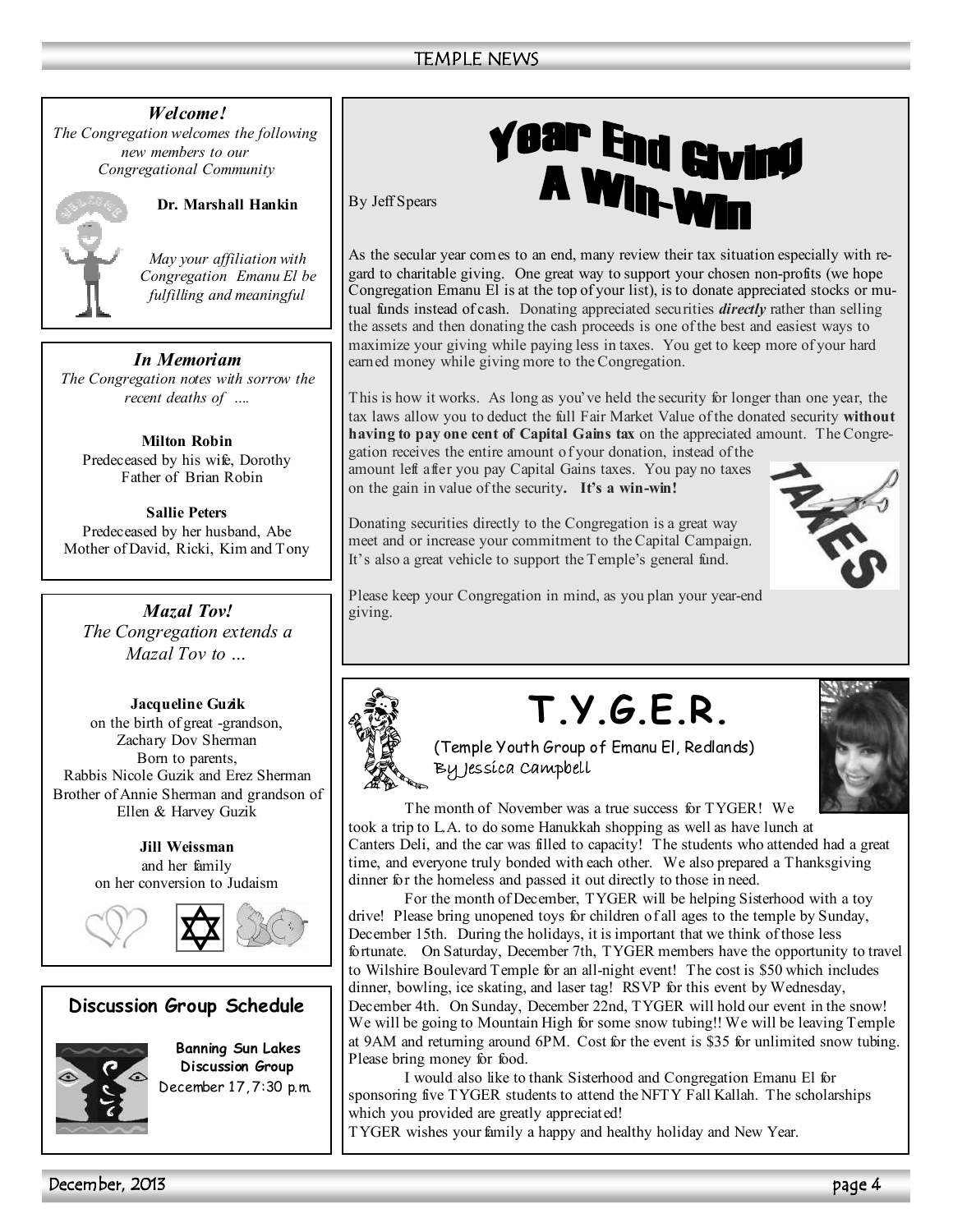## *Welcome!*

*The Congregation welcomes the following new members to our Congregational Community*

**Dr. Marshall Hankin**

*May your affiliation with Congregation Emanu El be fulfilling and meaningful*

## *In Memoriam*

*The Congregation notes with sorrow the recent deaths of ….*

**Milton Robin**
Predeceased by his wife, Dorothy
Father of Brian Robin

**Sallie Peters**
Predeceased by her husband, Abe
Mother of David, Ricki, Kim and Tony

## *Mazal Tov!*

*The Congregation extends a Mazal Tov to …*

**Jacqueline Guzik**
on the birth of great -grandson,
Zachary Dov Sherman
Born to parents,
Rabbis Nicole Guzik and Erez Sherman
Brother of Annie Sherman and grandson of
Ellen & Harvey Guzik

**Jill Weissman**
and her family
on her conversion to Judaism

## Discussion Group Schedule

**Banning Sun Lakes Discussion Group**
December 17, 7:30 p.m.

# Year End Giving A Win-Win

By Jeff Spears

As the secular year comes to an end, many review their tax situation especially with regard to charitable giving. One great way to support your chosen non-profits (we hope Congregation Emanu El is at the top of your list), is to donate appreciated stocks or mutual funds instead of cash. Donating appreciated securities ***directly*** rather than selling the assets and then donating the cash proceeds is one of the best and easiest ways to maximize your giving while paying less in taxes. You get to keep more of your hard earned money while giving more to the Congregation.

This is how it works. As long as you've held the security for longer than one year, the tax laws allow you to deduct the full Fair Market Value of the donated security **without having to pay one cent of Capital Gains tax** on the appreciated amount. The Congregation receives the entire amount of your donation, instead of the amount left after you pay Capital Gains taxes. You pay no taxes on the gain in value of the security**. It's a win-win!**

Donating securities directly to the Congregation is a great way meet and or increase your commitment to the Capital Campaign. It's also a great vehicle to support the Temple's general fund.

Please keep your Congregation in mind, as you plan your year-end giving.

# T.Y.G.E.R.

(Temple Youth Group of Emanu El, Redlands)
By Jessica Campbell

The month of November was a true success for TYGER! We took a trip to L.A. to do some Hanukkah shopping as well as have lunch at Canters Deli, and the car was filled to capacity! The students who attended had a great time, and everyone truly bonded with each other. We also prepared a Thanksgiving dinner for the homeless and passed it out directly to those in need.

For the month of December, TYGER will be helping Sisterhood with a toy drive! Please bring unopened toys for children of all ages to the temple by Sunday, December 15th. During the holidays, it is important that we think of those less fortunate. On Saturday, December 7th, TYGER members have the opportunity to travel to Wilshire Boulevard Temple for an all-night event! The cost is $50 which includes dinner, bowling, ice skating, and laser tag! RSVP for this event by Wednesday, December 4th. On Sunday, December 22nd, TYGER will hold our event in the snow! We will be going to Mountain High for some snow tubing!! We will be leaving Temple at 9AM and returning around 6PM. Cost for the event is $35 for unlimited snow tubing. Please bring money for food.

I would also like to thank Sisterhood and Congregation Emanu El for sponsoring five TYGER students to attend the NFTY Fall Kallah. The scholarships which you provided are greatly appreciated!

TYGER wishes your family a happy and healthy holiday and New Year.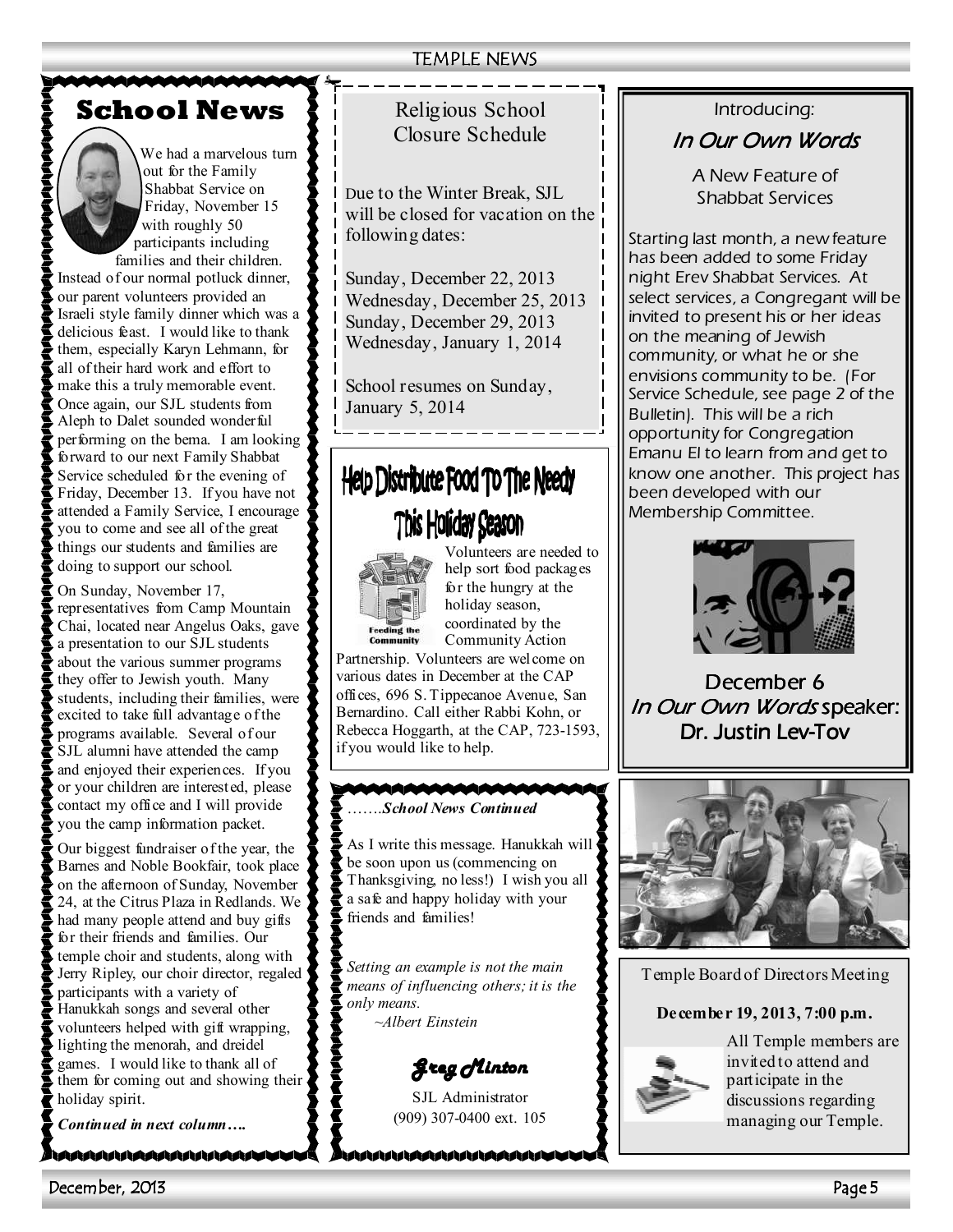# School News

We had a marvelous turn out for the Family Shabbat Service on Friday, November 15 with roughly 50 participants including families and their children. Instead of our normal potluck dinner, our parent volunteers provided an Israeli style family dinner which was a delicious feast. I would like to thank them, especially Karyn Lehmann, for all of their hard work and effort to make this a truly memorable event. Once again, our SJL students from Aleph to Dalet sounded wonderful performing on the bema. I am looking forward to our next Family Shabbat Service scheduled for the evening of Friday, December 13. If you have not attended a Family Service, I encourage you to come and see all of the great things our students and families are doing to support our school.

On Sunday, November 17, representatives from Camp Mountain Chai, located near Angelus Oaks, gave a presentation to our SJL students about the various summer programs they offer to Jewish youth. Many students, including their families, were excited to take full advantage of the programs available. Several of our SJL alumni have attended the camp and enjoyed their experiences. If you or your children are interested, please contact my office and I will provide you the camp information packet.

Our biggest fundraiser of the year, the Barnes and Noble Bookfair, took place on the afternoon of Sunday, November 24, at the Citrus Plaza in Redlands. We had many people attend and buy gifts for their friends and families. Our temple choir and students, along with Jerry Ripley, our choir director, regaled participants with a variety of Hanukkah songs and several other volunteers helped with gift wrapping, lighting the menorah, and dreidel games. I would like to thank all of them for coming out and showing their holiday spirit.

***Continued in next column….***

## Religious School Closure Schedule

Due to the Winter Break, SJL will be closed for vacation on the following dates:

Sunday, December 22, 2013
Wednesday, December 25, 2013
Sunday, December 29, 2013
Wednesday, January 1, 2014

School resumes on Sunday, January 5, 2014

## Help Distribute Food To The Needy This Holiday Season

Volunteers are needed to help sort food packages for the hungry at the holiday season, coordinated by the Community Action Partnership. Volunteers are welcome on various dates in December at the CAP offices, 696 S. Tippecanoe Avenue, San Bernardino. Call either Rabbi Kohn, or Rebecca Hoggarth, at the CAP, 723-1593, if you would like to help.

*…….**School News Continued***

As I write this message. Hanukkah will be soon upon us (commencing on Thanksgiving, no less!) I wish you all a safe and happy holiday with your friends and families!

*Setting an example is not the main means of influencing others; it is the only means.*
*~Albert Einstein*

*Greg Minton*
SJL Administrator
(909) 307-0400 ext. 105

## Introducing: *In Our Own Words*

A New Feature of Shabbat Services

*Starting last month, a new feature has been added to some Friday night Erev Shabbat Services. At select services, a Congregant will be invited to present his or her ideas on the meaning of Jewish community, or what he or she envisions community to be. (For Service Schedule, see page 2 of the Bulletin). This will be a rich opportunity for Congregation Emanu El to learn from and get to know one another. This project has been developed with our Membership Committee.*

December 6
*In Our Own Words* speaker:
Dr. Justin Lev-Tov

Temple Board of Directors Meeting

**December 19, 2013, 7:00 p.m.**

All Temple members are invited to attend and participate in the discussions regarding managing our Temple.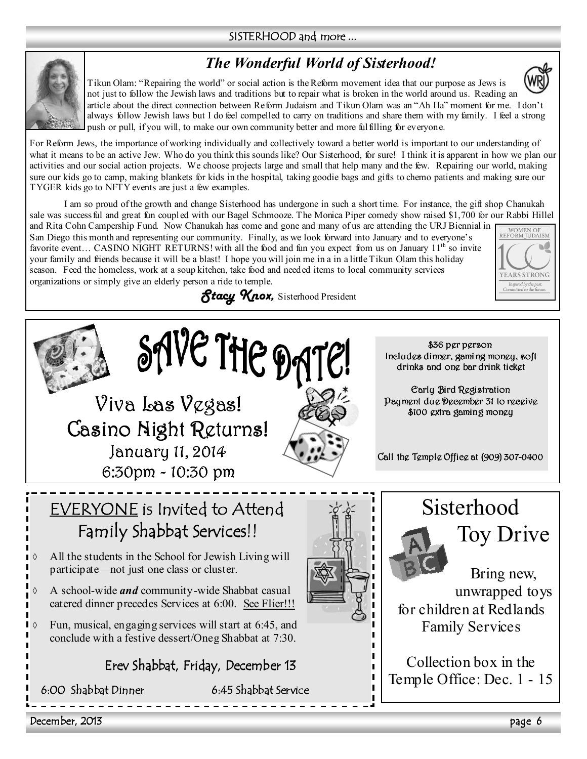## The Wonderful World of Sisterhood!

Tikun Olam: "Repairing the world" or social action is the Reform movement idea that our purpose as Jews is not just to follow the Jewish laws and traditions but to repair what is broken in the world around us. Reading an article about the direct connection between Reform Judaism and Tikun Olam was an "Ah Ha" moment for me. I don't always follow Jewish laws but I do feel compelled to carry on traditions and share them with my family. I feel a strong push or pull, if you will, to make our own community better and more fulfilling for everyone.

For Reform Jews, the importance of working individually and collectively toward a better world is important to our understanding of what it means to be an active Jew. Who do you think this sounds like? Our Sisterhood, for sure! I think it is apparent in how we plan our activities and our social action projects. We choose projects large and small that help many and the few. Repairing our world, making sure our kids go to camp, making blankets for kids in the hospital, taking goodie bags and gifts to chemo patients and making sure our TYGER kids go to NFTY events are just a few examples.

I am so proud of the growth and change Sisterhood has undergone in such a short time. For instance, the gift shop Chanukah sale was successful and great fun coupled with our Bagel Schmooze. The Monica Piper comedy show raised $1,700 for our Rabbi Hillel and Rita Cohn Campership Fund. Now Chanukah has come and gone and many of us are attending the URJ Biennial in San Diego this month and representing our community. Finally, as we look forward into January and to everyone's favorite event… CASINO NIGHT RETURNS! with all the food and fun you expect from us on January 11th so invite your family and friends because it will be a blast! I hope you will join me in a in a little Tikun Olam this holiday season. Feed the homeless, work at a soup kitchen, take food and needed items to local community services organizations or simply give an elderly person a ride to temple.

***Stacy Knox,*** Sisterhood President

WOMEN OF REFORM JUDAISM — 100 YEARS STRONG — Inspired by the past. Committed to the future.

---

# SAVE THE DATE!

## Viva Las Vegas! Casino Night Returns!

January 11, 2014
6:30pm - 10:30 pm

$36 per person
Includes dinner, gaming money, soft drinks and one bar drink ticket

Early Bird Registration
Payment due December 31 to receive $100 extra gaming money

Call the Temple Office at (909) 307-0400

---

## EVERYONE is Invited to Attend Family Shabbat Services!!

- All the students in the School for Jewish Living will participate—not just one class or cluster.
- A school-wide ***and*** community-wide Shabbat casual catered dinner precedes Services at 6:00. See Flier!!!
- Fun, musical, engaging services will start at 6:45, and conclude with a festive dessert/Oneg Shabbat at 7:30.

**Erev Shabbat, Friday, December 13**

6:00 Shabbat Dinner — 6:45 Shabbat Service

---

## Sisterhood Toy Drive

Bring new, unwrapped toys for children at Redlands Family Services

Collection box in the Temple Office: Dec. 1 - 15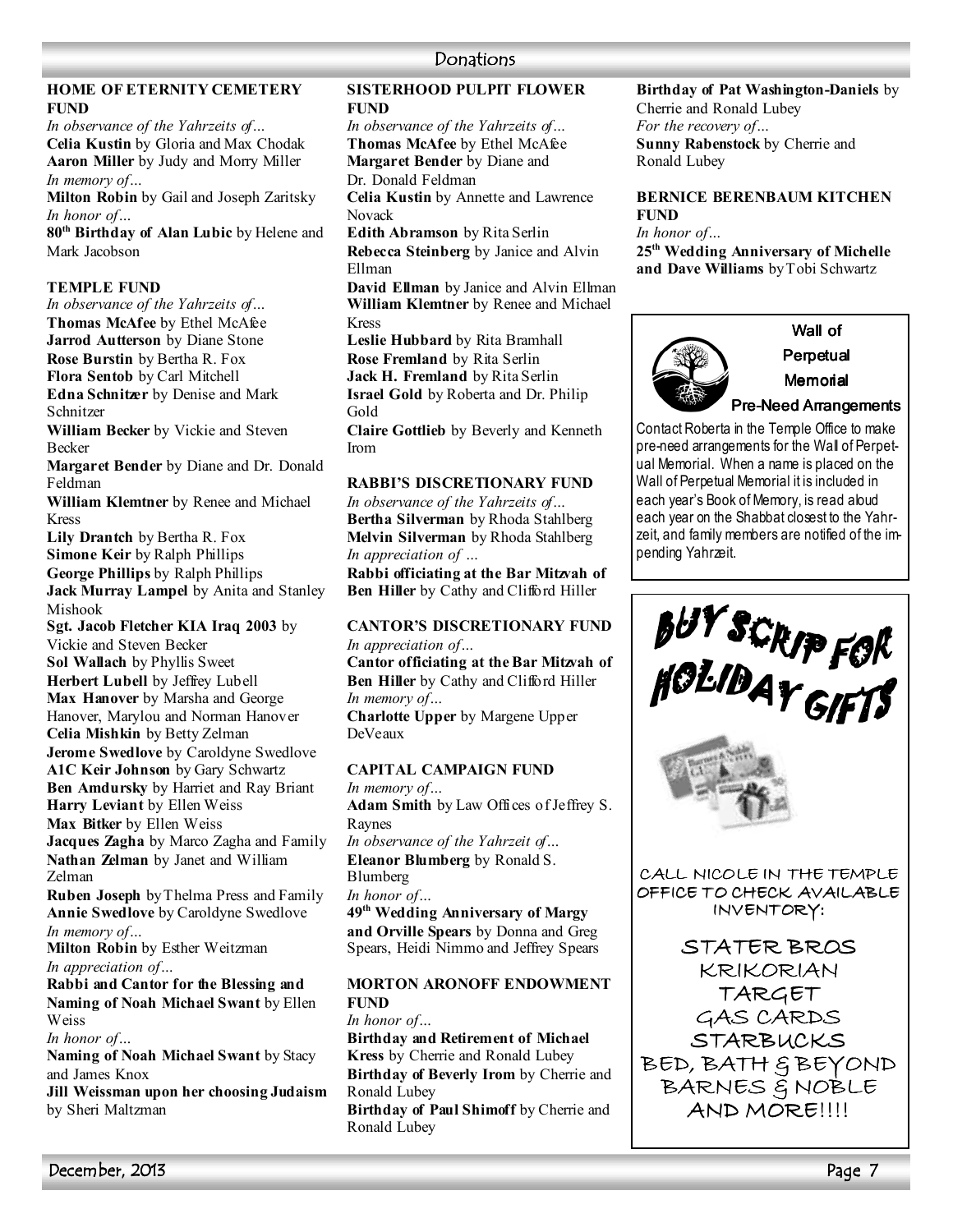# Donations

## HOME OF ETERNITY CEMETERY FUND

*In observance of the Yahrzeits of…*
**Celia Kustin** by Gloria and Max Chodak
**Aaron Miller** by Judy and Morry Miller
*In memory of…*
**Milton Robin** by Gail and Joseph Zaritsky
*In honor of…*
**80th Birthday of Alan Lubic** by Helene and Mark Jacobson

## TEMPLE FUND

*In observance of the Yahrzeits of…*
**Thomas McAfee** by Ethel McAfee
**Jarrod Autterson** by Diane Stone
**Rose Burstin** by Bertha R. Fox
**Flora Sentob** by Carl Mitchell
**Edna Schnitzer** by Denise and Mark Schnitzer
**William Becker** by Vickie and Steven Becker
**Margaret Bender** by Diane and Dr. Donald Feldman
**William Klemtner** by Renee and Michael Kress
**Lily Drantch** by Bertha R. Fox
**Simone Keir** by Ralph Phillips
**George Phillips** by Ralph Phillips
**Jack Murray Lampel** by Anita and Stanley Mishook
**Sgt. Jacob Fletcher KIA Iraq 2003** by Vickie and Steven Becker
**Sol Wallach** by Phyllis Sweet
**Herbert Lubell** by Jeffrey Lubell
**Max Hanover** by Marsha and George Hanover, Marylou and Norman Hanover
**Celia Mishkin** by Betty Zelman
**Jerome Swedlove** by Caroldyne Swedlove
**A1C Keir Johnson** by Gary Schwartz
**Ben Amdursky** by Harriet and Ray Briant
**Harry Leviant** by Ellen Weiss
**Max Bitker** by Ellen Weiss
**Jacques Zagha** by Marco Zagha and Family
**Nathan Zelman** by Janet and William Zelman
**Ruben Joseph** by Thelma Press and Family
**Annie Swedlove** by Caroldyne Swedlove
*In memory of…*
**Milton Robin** by Esther Weitzman
*In appreciation of…*
**Rabbi and Cantor for the Blessing and Naming of Noah Michael Swant** by Ellen Weiss
*In honor of…*
**Naming of Noah Michael Swant** by Stacy and James Knox
**Jill Weissman upon her choosing Judaism** by Sheri Maltzman

## SISTERHOOD PULPIT FLOWER FUND

*In observance of the Yahrzeits of…*
**Thomas McAfee** by Ethel McAfee
**Margaret Bender** by Diane and Dr. Donald Feldman
**Celia Kustin** by Annette and Lawrence Novack
**Edith Abramson** by Rita Serlin
**Rebecca Steinberg** by Janice and Alvin Ellman
**David Ellman** by Janice and Alvin Ellman
**William Klemtner** by Renee and Michael Kress
**Leslie Hubbard** by Rita Bramhall
**Rose Fremland** by Rita Serlin
**Jack H. Fremland** by Rita Serlin
**Israel Gold** by Roberta and Dr. Philip Gold
**Claire Gottlieb** by Beverly and Kenneth Irom

## RABBI'S DISCRETIONARY FUND

*In observance of the Yahrzeits of…*
**Bertha Silverman** by Rhoda Stahlberg
**Melvin Silverman** by Rhoda Stahlberg
*In appreciation of …*
**Rabbi officiating at the Bar Mitzvah of Ben Hiller** by Cathy and Clifford Hiller

## CANTOR'S DISCRETIONARY FUND

*In appreciation of…*
**Cantor officiating at the Bar Mitzvah of Ben Hiller** by Cathy and Clifford Hiller
*In memory of…*
**Charlotte Upper** by Margene Upper DeVeaux

## CAPITAL CAMPAIGN FUND

*In memory of…*
**Adam Smith** by Law Offices of Jeffrey S. Raynes
*In observance of the Yahrzeit of…*
**Eleanor Blumberg** by Ronald S. Blumberg
*In honor of…*
**49th Wedding Anniversary of Margy and Orville Spears** by Donna and Greg Spears, Heidi Nimmo and Jeffrey Spears

## MORTON ARONOFF ENDOWMENT FUND

*In honor of…*
**Birthday and Retirement of Michael Kress** by Cherrie and Ronald Lubey
**Birthday of Beverly Irom** by Cherrie and Ronald Lubey
**Birthday of Paul Shimoff** by Cherrie and Ronald Lubey
**Birthday of Pat Washington-Daniels** by Cherrie and Ronald Lubey
*For the recovery of…*
**Sunny Rabenstock** by Cherrie and Ronald Lubey

## BERNICE BERENBAUM KITCHEN FUND

*In honor of…*
**25th Wedding Anniversary of Michelle and Dave Williams** by Tobi Schwartz

---

### Wall of Perpetual Memorial Pre-Need Arrangements

Contact Roberta in the Temple Office to make pre-need arrangements for the Wall of Perpetual Memorial. When a name is placed on the Wall of Perpetual Memorial it is included in each year's Book of Memory, is read aloud each year on the Shabbat closest to the Yahrzeit, and family members are notified of the impending Yahrzeit.

---

### BUY SCRIP FOR HOLIDAY GIFTS

CALL NICOLE IN THE TEMPLE OFFICE TO CHECK AVAILABLE INVENTORY:

STATER BROS
KRIKORIAN
TARGET
GAS CARDS
STARBUCKS
BED, BATH & BEYOND
BARNES & NOBLE
AND MORE!!!!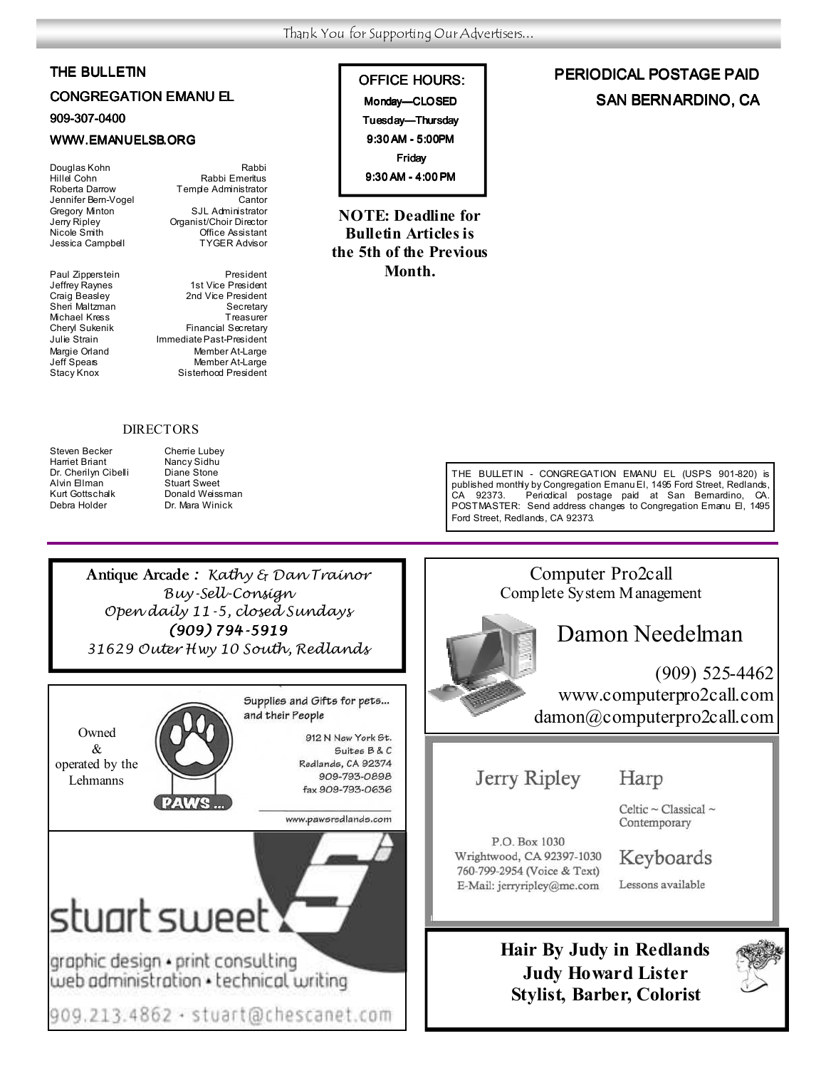Thank You for Supporting Our Advertisers...

**THE BULLETIN**

**CONGREGATION EMANU EL**

**909-307-0400**

**WWW.EMANUELSB.ORG**

| | |
|---|---|
| Douglas Kohn | Rabbi |
| Hillel Cohn | Rabbi Emeritus |
| Roberta Darrow | Temple Administrator |
| Jennifer Bern-Vogel | Cantor |
| Gregory Minton | SJL Administrator |
| Jerry Ripley | Organist/Choir Director |
| Nicole Smith | Office Assistant |
| Jessica Campbell | TYGER Advisor |

| | |
|---|---|
| Paul Zipperstein | President |
| Jeffrey Raynes | 1st Vice President |
| Craig Beasley | 2nd Vice President |
| Sheri Maltzman | Secretary |
| Michael Kress | Treasurer |
| Cheryl Sukenik | Financial Secretary |
| Julie Strain | Immediate Past-President |
| Margie Orland | Member At-Large |
| Jeff Spears | Member At-Large |
| Stacy Knox | Sisterhood President |

DIRECTORS

| | |
|---|---|
| Steven Becker | Cherrie Lubey |
| Harriet Briant | Nancy Sidhu |
| Dr. Cherilyn Cibelli | Diane Stone |
| Alvin Ellman | Stuart Sweet |
| Kurt Gottschalk | Donald Weissman |
| Debra Holder | Dr. Mara Winick |

**OFFICE HOURS:**

**Monday—CLOSED**

**Tuesday—Thursday**

**9:30 AM - 5:00PM**

**Friday**

**9:30 AM - 4:00 PM**

**NOTE: Deadline for Bulletin Articles is the 5th of the Previous Month.**

**PERIODICAL POSTAGE PAID**

**SAN BERNARDINO, CA**

THE BULLETIN - CONGREGATION EMANU EL (USPS 901-820) is published monthly by Congregation Emanu El, 1495 Ford Street, Redlands, CA 92373. Periodical postage paid at San Bernardino, CA. POSTMASTER: Send address changes to Congregation Emanu El, 1495 Ford Street, Redlands, CA 92373.

---

Antique Arcade : *Kathy & Dan Trainor*
*Buy-Sell-Consign*
*Open daily 11-5, closed Sundays*
*(909) 794-5919*
*31629 Outer Hwy 10 South, Redlands*

Computer Pro2call
Complete System Management
Damon Needelman
(909) 525-4462
www.computerpro2call.com
damon@computerpro2call.com

Owned & operated by the Lehmanns

PAWS...
Supplies and Gifts for pets... and their People
912 N New York St.
Suites B & C
Redlands, CA 92374
909-793-0898
fax 909-793-0636
www.pawsredlands.com

Jerry Ripley
P.O. Box 1030
Wrightwood, CA 92397-1030
760-799-2954 (Voice & Text)
E-Mail: jerryripley@me.com

Harp
Celtic ~ Classical ~ Contemporary

Keyboards
Lessons available

stuart sweet
graphic design • print consulting
web administration • technical writing
909.213.4862 • stuart@chescanet.com

**Hair By Judy in Redlands**
**Judy Howard Lister**
**Stylist, Barber, Colorist**